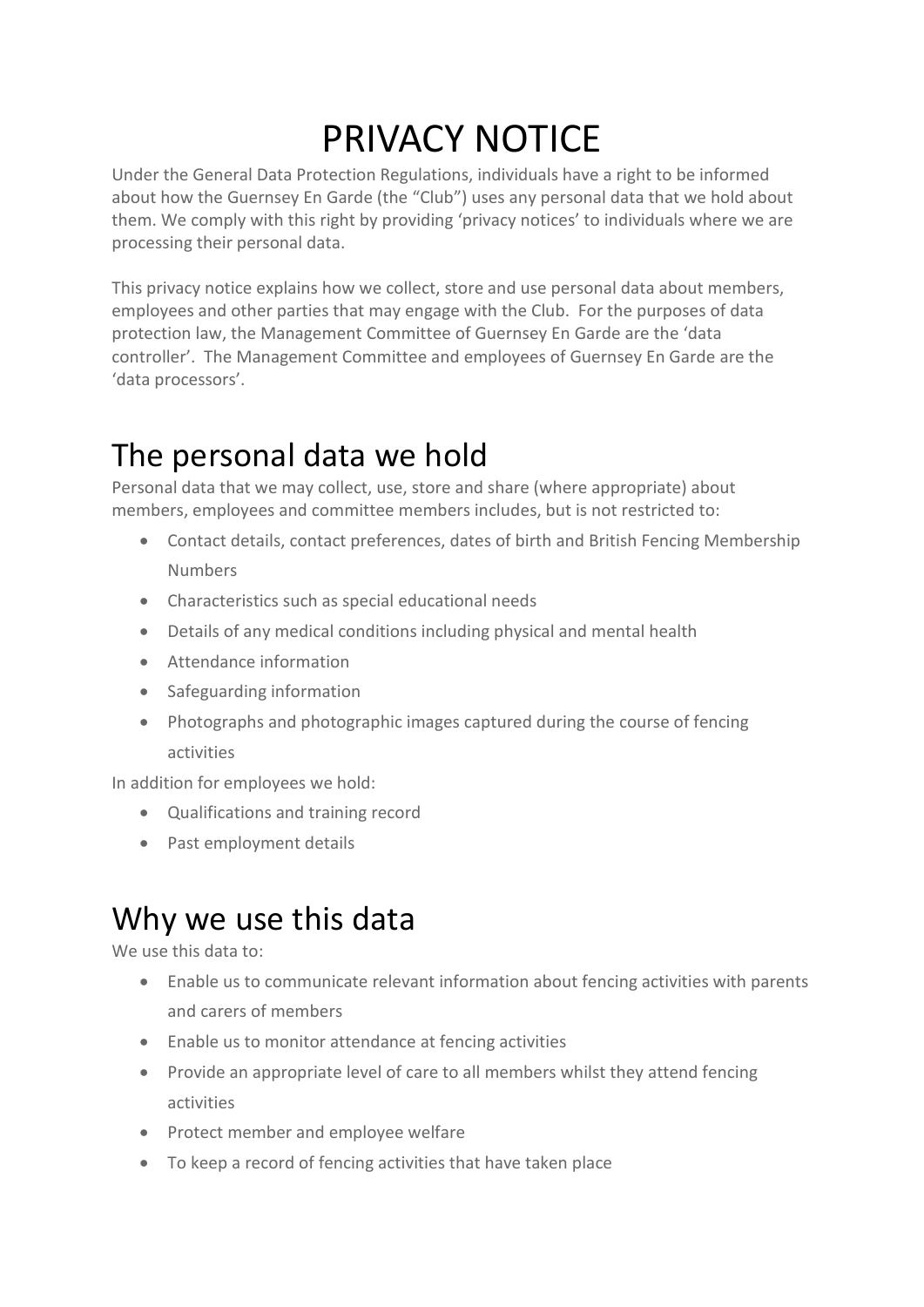# PRIVACY NOTICE

Under the General Data Protection Regulations, individuals have a right to be informed about how the Guernsey En Garde (the "Club") uses any personal data that we hold about them. We comply with this right by providing 'privacy notices' to individuals where we are processing their personal data.

This privacy notice explains how we collect, store and use personal data about members, employees and other parties that may engage with the Club. For the purposes of data protection law, the Management Committee of Guernsey En Garde are the 'data controller'. The Management Committee and employees of Guernsey En Garde are the 'data processors'.

## The personal data we hold

Personal data that we may collect, use, store and share (where appropriate) about members, employees and committee members includes, but is not restricted to:

- Contact details, contact preferences, dates of birth and British Fencing Membership Numbers
- Characteristics such as special educational needs
- Details of any medical conditions including physical and mental health
- Attendance information
- Safeguarding information
- Photographs and photographic images captured during the course of fencing activities

In addition for employees we hold:

- Qualifications and training record
- Past employment details

## Why we use this data

We use this data to:

- Enable us to communicate relevant information about fencing activities with parents and carers of members
- Enable us to monitor attendance at fencing activities
- Provide an appropriate level of care to all members whilst they attend fencing activities
- Protect member and employee welfare
- To keep a record of fencing activities that have taken place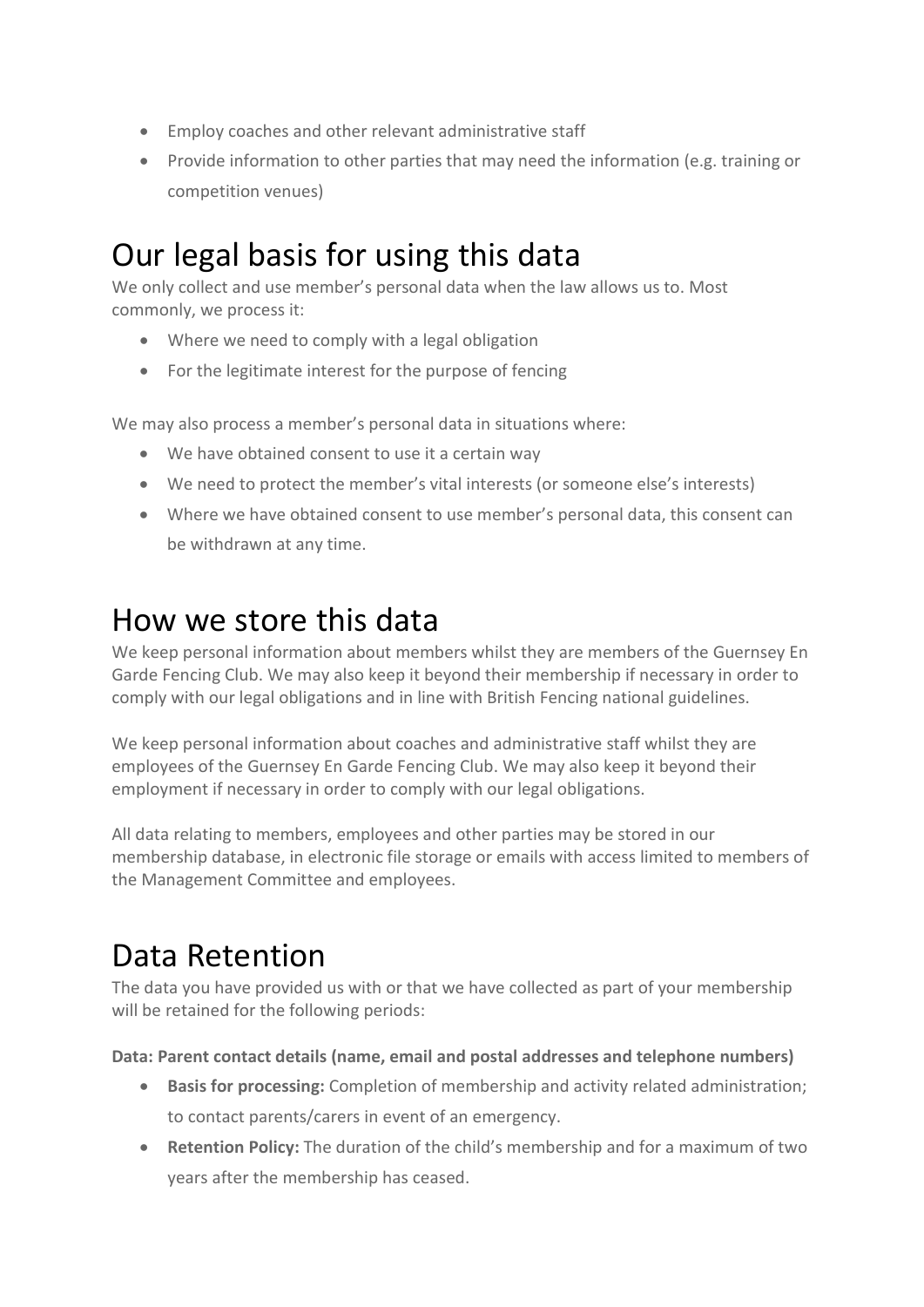- Employ coaches and other relevant administrative staff
- Provide information to other parties that may need the information (e.g. training or competition venues)

# Our legal basis for using this data

We only collect and use member's personal data when the law allows us to. Most commonly, we process it:

- Where we need to comply with a legal obligation
- For the legitimate interest for the purpose of fencing

We may also process a member's personal data in situations where:

- We have obtained consent to use it a certain way
- We need to protect the member's vital interests (or someone else's interests)
- Where we have obtained consent to use member's personal data, this consent can be withdrawn at any time.

# How we store this data

We keep personal information about members whilst they are members of the Guernsey En Garde Fencing Club. We may also keep it beyond their membership if necessary in order to comply with our legal obligations and in line with British Fencing national guidelines.

We keep personal information about coaches and administrative staff whilst they are employees of the Guernsey En Garde Fencing Club. We may also keep it beyond their employment if necessary in order to comply with our legal obligations.

All data relating to members, employees and other parties may be stored in our membership database, in electronic file storage or emails with access limited to members of the Management Committee and employees.

# Data Retention

The data you have provided us with or that we have collected as part of your membership will be retained for the following periods:

**Data: Parent contact details (name, email and postal addresses and telephone numbers)**

- **Basis for processing:** Completion of membership and activity related administration; to contact parents/carers in event of an emergency.
- **Retention Policy:** The duration of the child's membership and for a maximum of two years after the membership has ceased.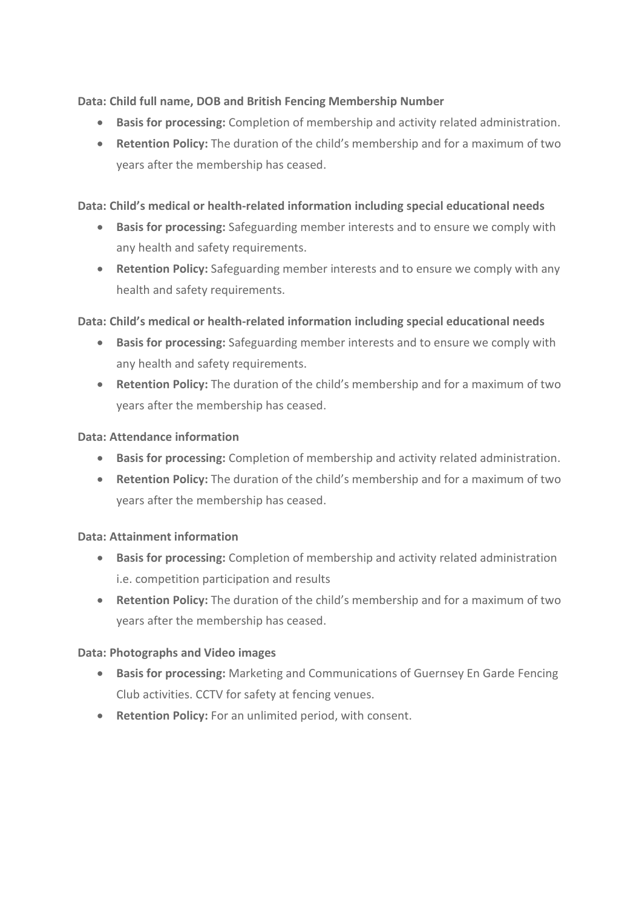**Data: Child full name, DOB and British Fencing Membership Number**

- **Basis for processing:** Completion of membership and activity related administration.
- **Retention Policy:** The duration of the child's membership and for a maximum of two years after the membership has ceased.

**Data: Child's medical or health-related information including special educational needs**

- **Basis for processing:** Safeguarding member interests and to ensure we comply with any health and safety requirements.
- **Retention Policy:** Safeguarding member interests and to ensure we comply with any health and safety requirements.

**Data: Child's medical or health-related information including special educational needs**

- **Basis for processing:** Safeguarding member interests and to ensure we comply with any health and safety requirements.
- **Retention Policy:** The duration of the child's membership and for a maximum of two years after the membership has ceased.

**Data: Attendance information**

- **Basis for processing:** Completion of membership and activity related administration.
- **Retention Policy:** The duration of the child's membership and for a maximum of two years after the membership has ceased.

**Data: Attainment information**

- **Basis for processing:** Completion of membership and activity related administration i.e. competition participation and results
- **Retention Policy:** The duration of the child's membership and for a maximum of two years after the membership has ceased.

**Data: Photographs and Video images**

- **Basis for processing:** Marketing and Communications of Guernsey En Garde Fencing Club activities. CCTV for safety at fencing venues.
- **Retention Policy:** For an unlimited period, with consent.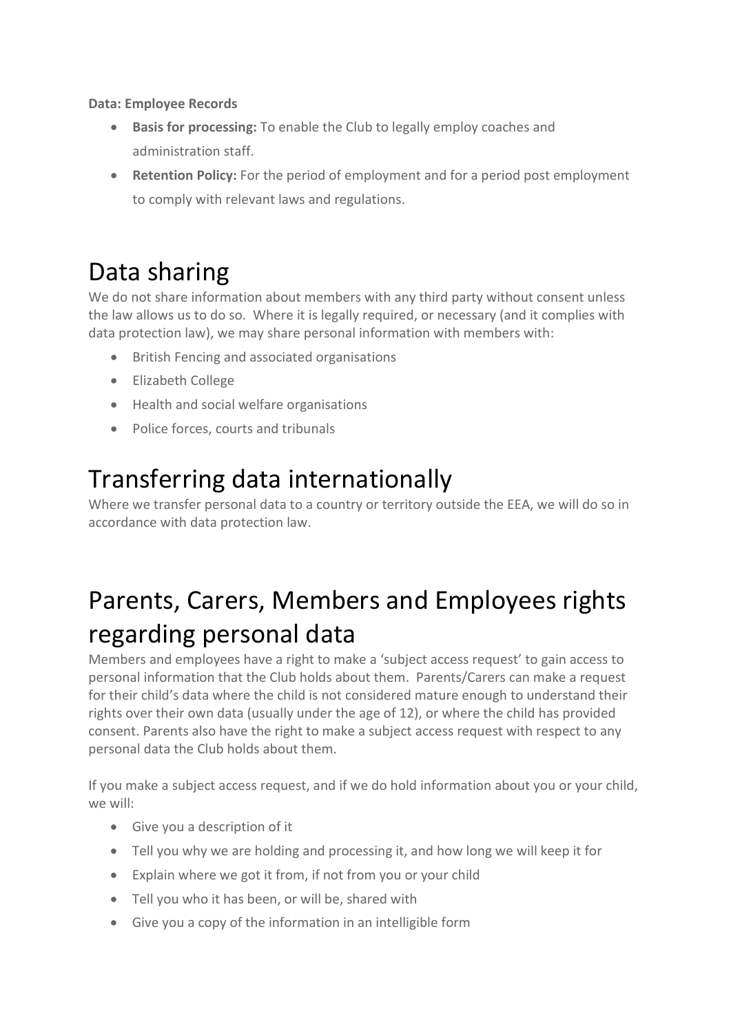**Data: Employee Records**

- **Basis for processing:** To enable the Club to legally employ coaches and administration staff.
- **Retention Policy:** For the period of employment and for a period post employment to comply with relevant laws and regulations.

# Data sharing

We do not share information about members with any third party without consent unless the law allows us to do so. Where it is legally required, or necessary (and it complies with data protection law), we may share personal information with members with:

- British Fencing and associated organisations
- Elizabeth College
- Health and social welfare organisations
- Police forces, courts and tribunals

# Transferring data internationally

Where we transfer personal data to a country or territory outside the EEA, we will do so in accordance with data protection law.

# Parents, Carers, Members and Employees rights regarding personal data

Members and employees have a right to make a 'subject access request' to gain access to personal information that the Club holds about them. Parents/Carers can make a request for their child's data where the child is not considered mature enough to understand their rights over their own data (usually under the age of 12), or where the child has provided consent. Parents also have the right to make a subject access request with respect to any personal data the Club holds about them.

If you make a subject access request, and if we do hold information about you or your child, we will:

- Give you a description of it
- Tell you why we are holding and processing it, and how long we will keep it for
- Explain where we got it from, if not from you or your child
- Tell you who it has been, or will be, shared with
- Give you a copy of the information in an intelligible form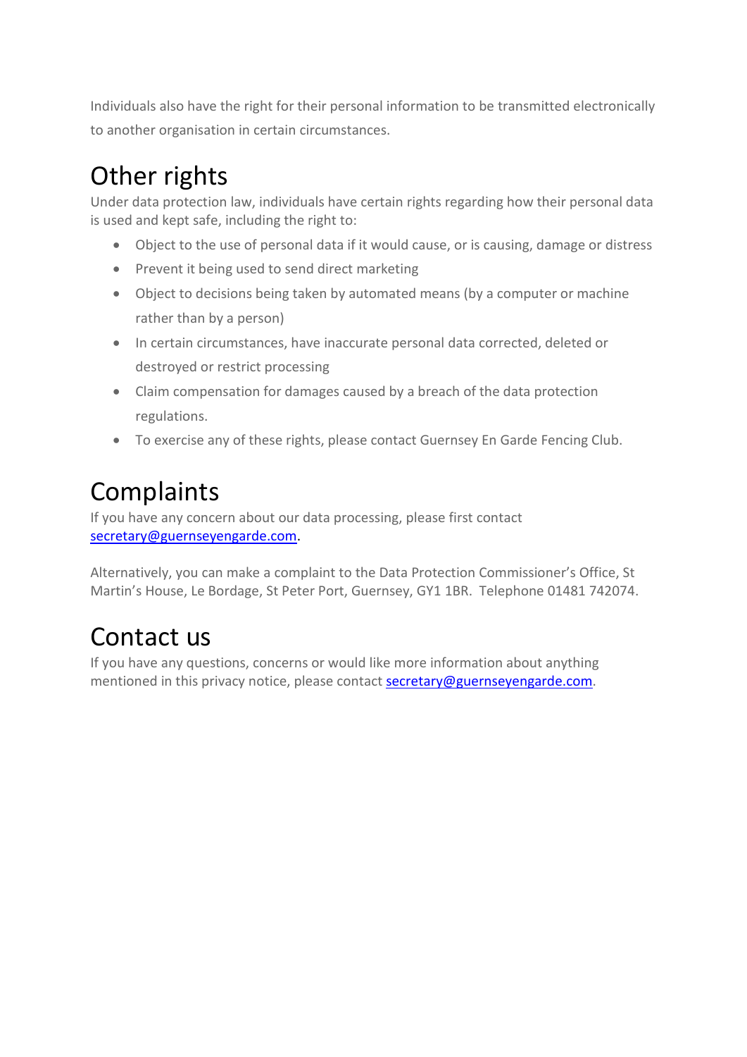Individuals also have the right for their personal information to be transmitted electronically to another organisation in certain circumstances.

# Other rights

Under data protection law, individuals have certain rights regarding how their personal data is used and kept safe, including the right to:

- Object to the use of personal data if it would cause, or is causing, damage or distress
- Prevent it being used to send direct marketing
- Object to decisions being taken by automated means (by a computer or machine rather than by a person)
- In certain circumstances, have inaccurate personal data corrected, deleted or destroyed or restrict processing
- Claim compensation for damages caused by a breach of the data protection regulations.
- To exercise any of these rights, please contact Guernsey En Garde Fencing Club.

# Complaints

If you have any concern about our data processing, please first contact secretary@guernseyengarde.com.

Alternatively, you can make a complaint to the Data Protection Commissioner's Office, St Martin's House, Le Bordage, St Peter Port, Guernsey, GY1 1BR. Telephone 01481 742074.

# Contact us

If you have any questions, concerns or would like more information about anything mentioned in this privacy notice, please contact secretary@guernseyengarde.com.